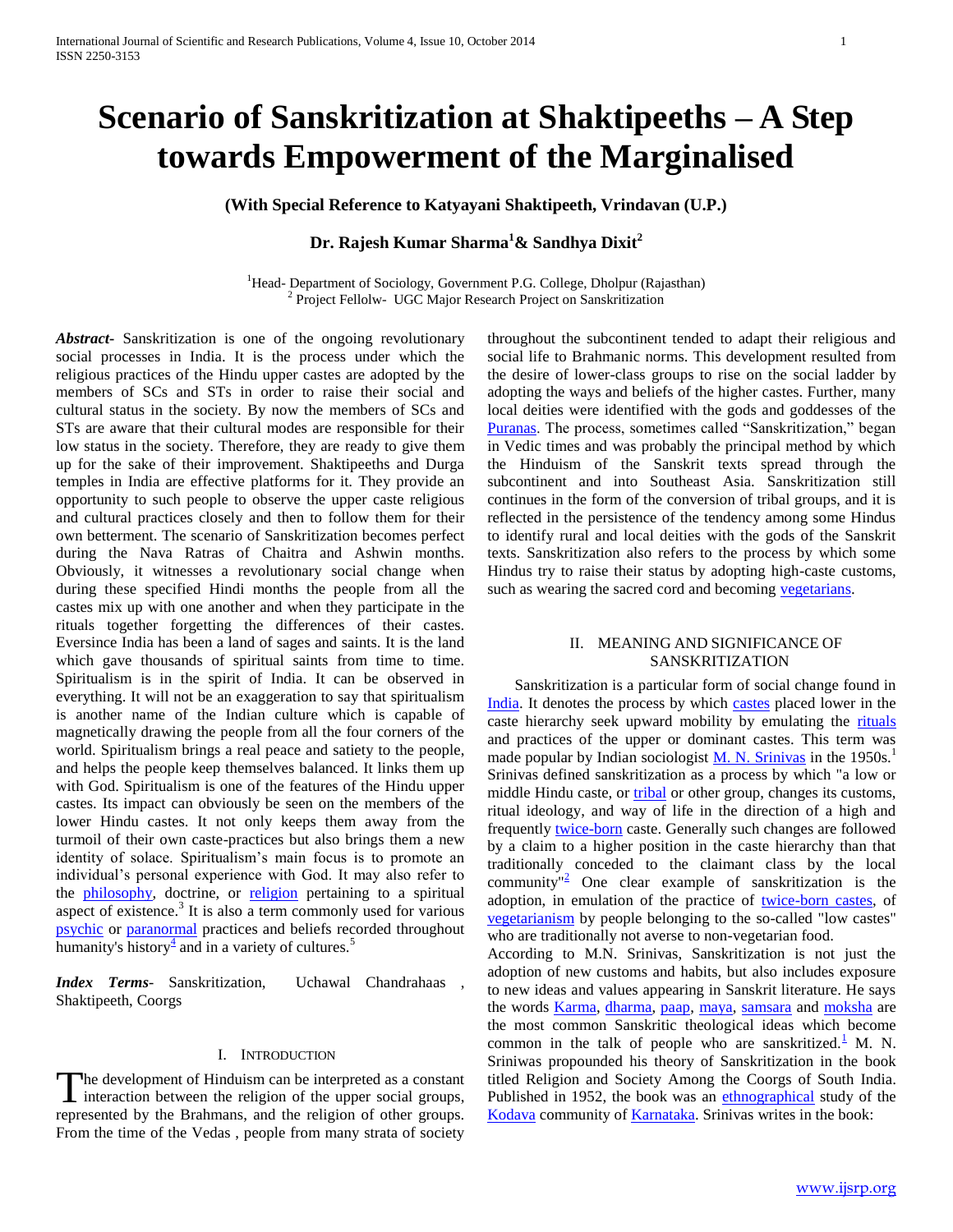# Scenario of Sanskritization at Shaktipeeths – A Step towards Empowerment of the Marginalised

**(With Special Reference to Katyayani Shaktipeeth, Vrindavan (U.P.)**

**Dr. Rajesh Kumar Sharma[1]& Sandhya Dixit[2]**

[1]Head- Department of Sociology, Government P.G. College, Dholpur (Rajasthan)
[2] Project Fellolw- UGC Major Research Project on Sanskritization

***Abstract-*** Sanskritization is one of the ongoing revolutionary social processes in India. It is the process under which the religious practices of the Hindu upper castes are adopted by the members of SCs and STs in order to raise their social and cultural status in the society. By now the members of SCs and STs are aware that their cultural modes are responsible for their low status in the society. Therefore, they are ready to give them up for the sake of their improvement. Shaktipeeths and Durga temples in India are effective platforms for it. They provide an opportunity to such people to observe the upper caste religious and cultural practices closely and then to follow them for their own betterment. The scenario of Sanskritization becomes perfect during the Nava Ratras of Chaitra and Ashwin months. Obviously, it witnesses a revolutionary social change when during these specified Hindi months the people from all the castes mix up with one another and when they participate in the rituals together forgetting the differences of their castes. Eversince India has been a land of sages and saints. It is the land which gave thousands of spiritual saints from time to time. Spiritualism is in the spirit of India. It can be observed in everything. It will not be an exaggeration to say that spiritualism is another name of the Indian culture which is capable of magnetically drawing the people from all the four corners of the world. Spiritualism brings a real peace and satiety to the people, and helps the people keep themselves balanced. It links them up with God. Spiritualism is one of the features of the Hindu upper castes. Its impact can obviously be seen on the members of the lower Hindu castes. It not only keeps them away from the turmoil of their own caste-practices but also brings them a new identity of solace. Spiritualism's main focus is to promote an individual's personal experience with God. It may also refer to the philosophy, doctrine, or religion pertaining to a spiritual aspect of existence.[3] It is also a term commonly used for various psychic or paranormal practices and beliefs recorded throughout humanity's history[4] and in a variety of cultures.[5]

***Index Terms-*** Sanskritization, Uchawal Chandrahaas , Shaktipeeth, Coorgs

## I. Introduction

The development of Hinduism can be interpreted as a constant interaction between the religion of the upper social groups, represented by the Brahmans, and the religion of other groups. From the time of the Vedas , people from many strata of society throughout the subcontinent tended to adapt their religious and social life to Brahmanic norms. This development resulted from the desire of lower-class groups to rise on the social ladder by adopting the ways and beliefs of the higher castes. Further, many local deities were identified with the gods and goddesses of the Puranas. The process, sometimes called "Sanskritization," began in Vedic times and was probably the principal method by which the Hinduism of the Sanskrit texts spread through the subcontinent and into Southeast Asia. Sanskritization still continues in the form of the conversion of tribal groups, and it is reflected in the persistence of the tendency among some Hindus to identify rural and local deities with the gods of the Sanskrit texts. Sanskritization also refers to the process by which some Hindus try to raise their status by adopting high-caste customs, such as wearing the sacred cord and becoming vegetarians.

## II. Meaning and Significance of Sanskritization

Sanskritization is a particular form of social change found in India. It denotes the process by which castes placed lower in the caste hierarchy seek upward mobility by emulating the rituals and practices of the upper or dominant castes. This term was made popular by Indian sociologist M. N. Srinivas in the 1950s.[1] Srinivas defined sanskritization as a process by which "a low or middle Hindu caste, or tribal or other group, changes its customs, ritual ideology, and way of life in the direction of a high and frequently twice-born caste. Generally such changes are followed by a claim to a higher position in the caste hierarchy than that traditionally conceded to the claimant class by the local community"[2] One clear example of sanskritization is the adoption, in emulation of the practice of twice-born castes, of vegetarianism by people belonging to the so-called "low castes" who are traditionally not averse to non-vegetarian food.

According to M.N. Srinivas, Sanskritization is not just the adoption of new customs and habits, but also includes exposure to new ideas and values appearing in Sanskrit literature. He says the words Karma, dharma, paap, maya, samsara and moksha are the most common Sanskritic theological ideas which become common in the talk of people who are sanskritized.[1] M. N. Sriniwas propounded his theory of Sanskritization in the book titled Religion and Society Among the Coorgs of South India. Published in 1952, the book was an ethnographical study of the Kodava community of Karnataka. Srinivas writes in the book: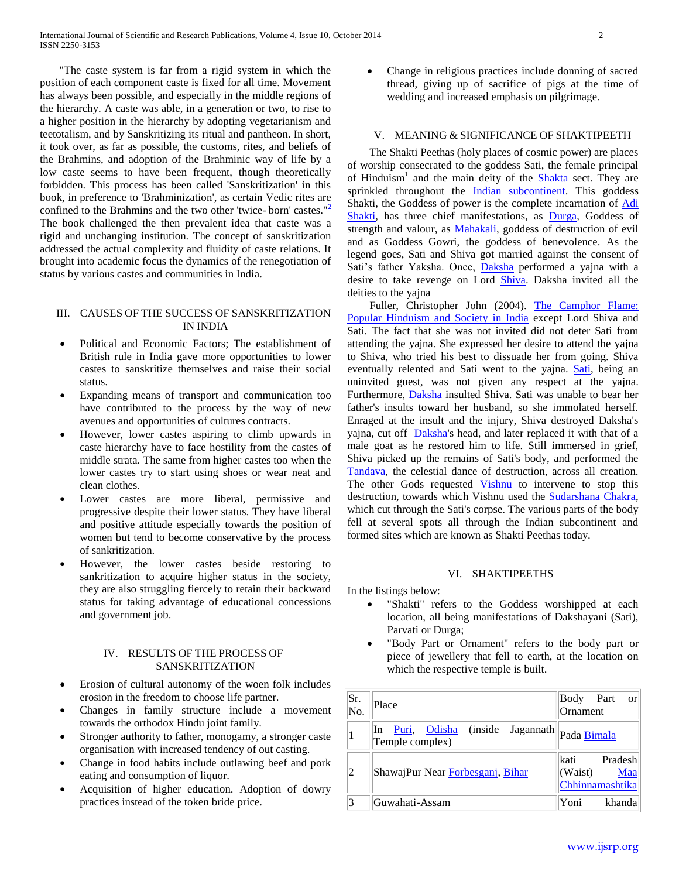"The caste system is far from a rigid system in which the position of each component caste is fixed for all time. Movement has always been possible, and especially in the middle regions of the hierarchy. A caste was able, in a generation or two, to rise to a higher position in the hierarchy by adopting vegetarianism and teetotalism, and by Sanskritizing its ritual and pantheon. In short, it took over, as far as possible, the customs, rites, and beliefs of the Brahmins, and adoption of the Brahminic way of life by a low caste seems to have been frequent, though theoretically forbidden. This process has been called 'Sanskritization' in this book, in preference to 'Brahminization', as certain Vedic rites are confined to the Brahmins and the two other 'twice- born' castes."[2] The book challenged the then prevalent idea that caste was a rigid and unchanging institution. The concept of sanskritization addressed the actual complexity and fluidity of caste relations. It brought into academic focus the dynamics of the renegotiation of status by various castes and communities in India.

## III. CAUSES OF THE SUCCESS OF SANSKRITIZATION IN INDIA

- Political and Economic Factors; The establishment of British rule in India gave more opportunities to lower castes to sanskritize themselves and raise their social status.
- Expanding means of transport and communication too have contributed to the process by the way of new avenues and opportunities of cultures contracts.
- However, lower castes aspiring to climb upwards in caste hierarchy have to face hostility from the castes of middle strata. The same from higher castes too when the lower castes try to start using shoes or wear neat and clean clothes.
- Lower castes are more liberal, permissive and progressive despite their lower status. They have liberal and positive attitude especially towards the position of women but tend to become conservative by the process of sankritization.
- However, the lower castes beside restoring to sankritization to acquire higher status in the society, they are also struggling fiercely to retain their backward status for taking advantage of educational concessions and government job.

## IV. RESULTS OF THE PROCESS OF SANSKRITIZATION

- Erosion of cultural autonomy of the woen folk includes erosion in the freedom to choose life partner.
- Changes in family structure include a movement towards the orthodox Hindu joint family.
- Stronger authority to father, monogamy, a stronger caste organisation with increased tendency of out casting.
- Change in food habits include outlawing beef and pork eating and consumption of liquor.
- Acquisition of higher education. Adoption of dowry practices instead of the token bride price.
- Change in religious practices include donning of sacred thread, giving up of sacrifice of pigs at the time of wedding and increased emphasis on pilgrimage.

## V. MEANING & SIGNIFICANCE OF SHAKTIPEETH

The Shakti Peethas (holy places of cosmic power) are places of worship consecrated to the goddess Sati, the female principal of Hinduism[1] and the main deity of the Shakta sect. They are sprinkled throughout the Indian subcontinent. This goddess Shakti, the Goddess of power is the complete incarnation of Adi Shakti, has three chief manifestations, as Durga, Goddess of strength and valour, as Mahakali, goddess of destruction of evil and as Goddess Gowri, the goddess of benevolence. As the legend goes, Sati and Shiva got married against the consent of Sati's father Yaksha. Once, Daksha performed a yajna with a desire to take revenge on Lord Shiva. Daksha invited all the deities to the yajna

Fuller, Christopher John (2004). The Camphor Flame: Popular Hinduism and Society in India except Lord Shiva and Sati. The fact that she was not invited did not deter Sati from attending the yajna. She expressed her desire to attend the yajna to Shiva, who tried his best to dissuade her from going. Shiva eventually relented and Sati went to the yajna. Sati, being an uninvited guest, was not given any respect at the yajna. Furthermore, Daksha insulted Shiva. Sati was unable to bear her father's insults toward her husband, so she immolated herself. Enraged at the insult and the injury, Shiva destroyed Daksha's yajna, cut off Daksha's head, and later replaced it with that of a male goat as he restored him to life. Still immersed in grief, Shiva picked up the remains of Sati's body, and performed the Tandava, the celestial dance of destruction, across all creation. The other Gods requested Vishnu to intervene to stop this destruction, towards which Vishnu used the Sudarshana Chakra, which cut through the Sati's corpse. The various parts of the body fell at several spots all through the Indian subcontinent and formed sites which are known as Shakti Peethas today.

## VI. SHAKTIPEETHS

In the listings below:

- "Shakti" refers to the Goddess worshipped at each location, all being manifestations of Dakshayani (Sati), Parvati or Durga;
- "Body Part or Ornament" refers to the body part or piece of jewellery that fell to earth, at the location on which the respective temple is built.

| Sr. No. | Place | Body Part or Ornament |
|---|---|---|
| 1 | In Puri, Odisha (inside Jagannath Temple complex) | Pada Bimala |
| 2 | ShawajPur Near Forbesganj, Bihar | kati Pradesh (Waist) Maa Chhinnamashtika |
| 3 | Guwahati-Assam | Yoni khanda |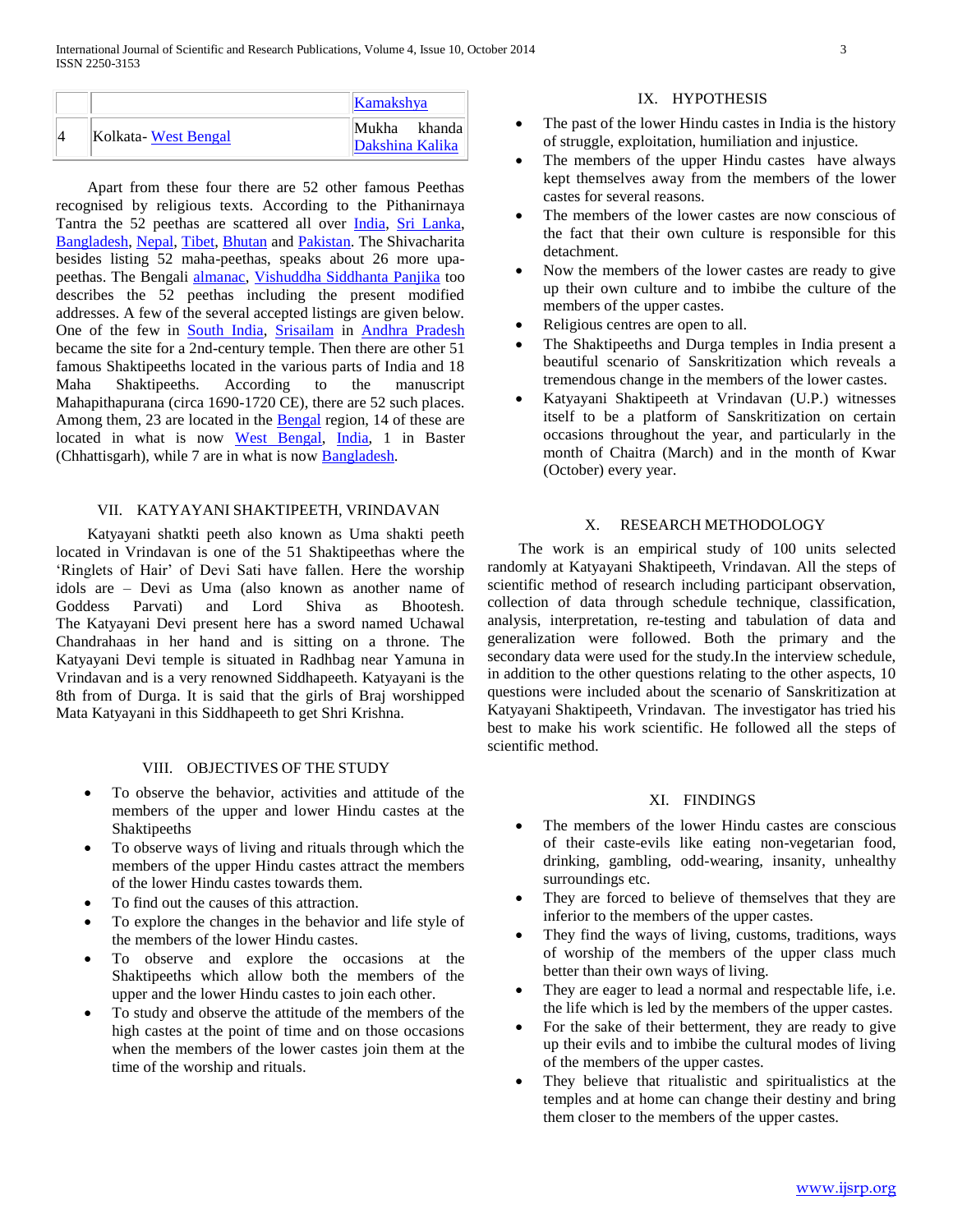|  |  | Kamakshya |
| --- | --- | --- |
| 4 | Kolkata- West Bengal | Mukha khanda Dakshina Kalika |

Apart from these four there are 52 other famous Peethas recognised by religious texts. According to the Pithanirnaya Tantra the 52 peethas are scattered all over India, Sri Lanka, Bangladesh, Nepal, Tibet, Bhutan and Pakistan. The Shivacharita besides listing 52 maha-peethas, speaks about 26 more upa-peethas. The Bengali almanac, Vishuddha Siddhanta Panjika too describes the 52 peethas including the present modified addresses. A few of the several accepted listings are given below. One of the few in South India, Srisailam in Andhra Pradesh became the site for a 2nd-century temple. Then there are other 51 famous Shaktipeeths located in the various parts of India and 18 Maha Shaktipeeths. According to the manuscript Mahapithapurana (circa 1690-1720 CE), there are 52 such places. Among them, 23 are located in the Bengal region, 14 of these are located in what is now West Bengal, India, 1 in Baster (Chhattisgarh), while 7 are in what is now Bangladesh.

## VII. KATYAYANI SHAKTIPEETH, VRINDAVAN

Katyayani shatkti peeth also known as Uma shakti peeth located in Vrindavan is one of the 51 Shaktipeethas where the 'Ringlets of Hair' of Devi Sati have fallen. Here the worship idols are – Devi as Uma (also known as another name of Goddess Parvati) and Lord Shiva as Bhootesh. The Katyayani Devi present here has a sword named Uchawal Chandrahaas in her hand and is sitting on a throne. The Katyayani Devi temple is situated in Radhbag near Yamuna in Vrindavan and is a very renowned Siddhapeeth. Katyayani is the 8th from of Durga. It is said that the girls of Braj worshipped Mata Katyayani in this Siddhapeeth to get Shri Krishna.

## VIII. OBJECTIVES OF THE STUDY

- To observe the behavior, activities and attitude of the members of the upper and lower Hindu castes at the Shaktipeeths
- To observe ways of living and rituals through which the members of the upper Hindu castes attract the members of the lower Hindu castes towards them.
- To find out the causes of this attraction.
- To explore the changes in the behavior and life style of the members of the lower Hindu castes.
- To observe and explore the occasions at the Shaktipeeths which allow both the members of the upper and the lower Hindu castes to join each other.
- To study and observe the attitude of the members of the high castes at the point of time and on those occasions when the members of the lower castes join them at the time of the worship and rituals.

## IX. HYPOTHESIS

- The past of the lower Hindu castes in India is the history of struggle, exploitation, humiliation and injustice.
- The members of the upper Hindu castes have always kept themselves away from the members of the lower castes for several reasons.
- The members of the lower castes are now conscious of the fact that their own culture is responsible for this detachment.
- Now the members of the lower castes are ready to give up their own culture and to imbibe the culture of the members of the upper castes.
- Religious centres are open to all.
- The Shaktipeeths and Durga temples in India present a beautiful scenario of Sanskritization which reveals a tremendous change in the members of the lower castes.
- Katyayani Shaktipeeth at Vrindavan (U.P.) witnesses itself to be a platform of Sanskritization on certain occasions throughout the year, and particularly in the month of Chaitra (March) and in the month of Kwar (October) every year.

## X. RESEARCH METHODOLOGY

The work is an empirical study of 100 units selected randomly at Katyayani Shaktipeeth, Vrindavan. All the steps of scientific method of research including participant observation, collection of data through schedule technique, classification, analysis, interpretation, re-testing and tabulation of data and generalization were followed. Both the primary and the secondary data were used for the study.In the interview schedule, in addition to the other questions relating to the other aspects, 10 questions were included about the scenario of Sanskritization at Katyayani Shaktipeeth, Vrindavan. The investigator has tried his best to make his work scientific. He followed all the steps of scientific method.

## XI. FINDINGS

- The members of the lower Hindu castes are conscious of their caste-evils like eating non-vegetarian food, drinking, gambling, odd-wearing, insanity, unhealthy surroundings etc.
- They are forced to believe of themselves that they are inferior to the members of the upper castes.
- They find the ways of living, customs, traditions, ways of worship of the members of the upper class much better than their own ways of living.
- They are eager to lead a normal and respectable life, i.e. the life which is led by the members of the upper castes.
- For the sake of their betterment, they are ready to give up their evils and to imbibe the cultural modes of living of the members of the upper castes.
- They believe that ritualistic and spiritualistics at the temples and at home can change their destiny and bring them closer to the members of the upper castes.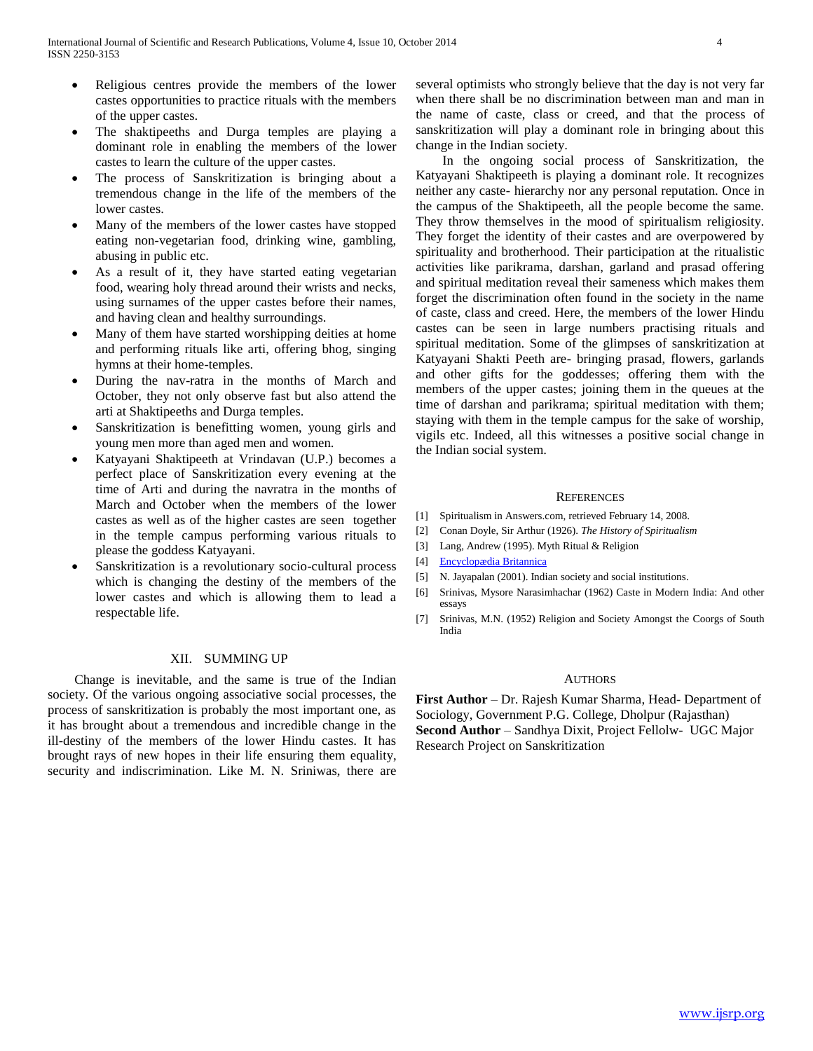- Religious centres provide the members of the lower castes opportunities to practice rituals with the members of the upper castes.
- The shaktipeeths and Durga temples are playing a dominant role in enabling the members of the lower castes to learn the culture of the upper castes.
- The process of Sanskritization is bringing about a tremendous change in the life of the members of the lower castes.
- Many of the members of the lower castes have stopped eating non-vegetarian food, drinking wine, gambling, abusing in public etc.
- As a result of it, they have started eating vegetarian food, wearing holy thread around their wrists and necks, using surnames of the upper castes before their names, and having clean and healthy surroundings.
- Many of them have started worshipping deities at home and performing rituals like arti, offering bhog, singing hymns at their home-temples.
- During the nav-ratra in the months of March and October, they not only observe fast but also attend the arti at Shaktipeeths and Durga temples.
- Sanskritization is benefitting women, young girls and young men more than aged men and women.
- Katyayani Shaktipeeth at Vrindavan (U.P.) becomes a perfect place of Sanskritization every evening at the time of Arti and during the navratra in the months of March and October when the members of the lower castes as well as of the higher castes are seen together in the temple campus performing various rituals to please the goddess Katyayani.
- Sanskritization is a revolutionary socio-cultural process which is changing the destiny of the members of the lower castes and which is allowing them to lead a respectable life.

## XII. Summing Up

Change is inevitable, and the same is true of the Indian society. Of the various ongoing associative social processes, the process of sanskritization is probably the most important one, as it has brought about a tremendous and incredible change in the ill-destiny of the members of the lower Hindu castes. It has brought rays of new hopes in their life ensuring them equality, security and indiscrimination. Like M. N. Sriniwas, there are several optimists who strongly believe that the day is not very far when there shall be no discrimination between man and man in the name of caste, class or creed, and that the process of sanskritization will play a dominant role in bringing about this change in the Indian society.

In the ongoing social process of Sanskritization, the Katyayani Shaktipeeth is playing a dominant role. It recognizes neither any caste- hierarchy nor any personal reputation. Once in the campus of the Shaktipeeth, all the people become the same. They throw themselves in the mood of spiritualism religiosity. They forget the identity of their castes and are overpowered by spirituality and brotherhood. Their participation at the ritualistic activities like parikrama, darshan, garland and prasad offering and spiritual meditation reveal their sameness which makes them forget the discrimination often found in the society in the name of caste, class and creed. Here, the members of the lower Hindu castes can be seen in large numbers practising rituals and spiritual meditation. Some of the glimpses of sanskritization at Katyayani Shakti Peeth are- bringing prasad, flowers, garlands and other gifts for the goddesses; offering them with the members of the upper castes; joining them in the queues at the time of darshan and parikrama; spiritual meditation with them; staying with them in the temple campus for the sake of worship, vigils etc. Indeed, all this witnesses a positive social change in the Indian social system.

## References

[1] Spiritualism in Answers.com, retrieved February 14, 2008.

[2] Conan Doyle, Sir Arthur (1926). *The History of Spiritualism*

[3] Lang, Andrew (1995). Myth Ritual & Religion

[4] Encyclopædia Britannica

[5] N. Jayapalan (2001). Indian society and social institutions.

[6] Srinivas, Mysore Narasimhachar (1962) Caste in Modern India: And other essays

[7] Srinivas, M.N. (1952) Religion and Society Amongst the Coorgs of South India

## Authors

**First Author** – Dr. Rajesh Kumar Sharma, Head- Department of Sociology, Government P.G. College, Dholpur (Rajasthan)

**Second Author** – Sandhya Dixit, Project Fellolw- UGC Major Research Project on Sanskritization